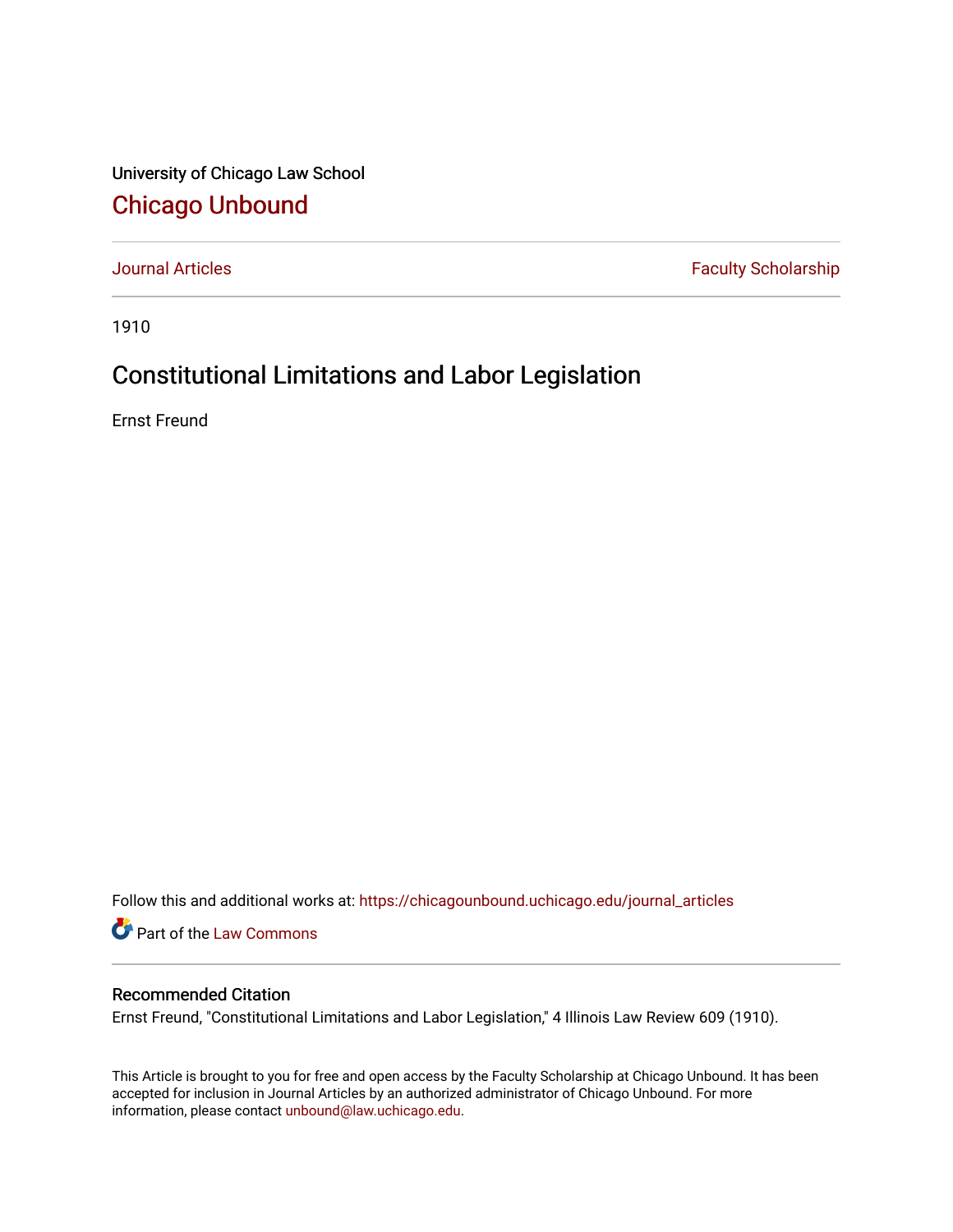University of Chicago Law School

# Chicago Unbound

Journal Articles | Faculty Scholarship

1910

## Constitutional Limitations and Labor Legislation

Ernst Freund

Follow this and additional works at: https://chicagounbound.uchicago.edu/journal_articles

Part of the Law Commons

### Recommended Citation

Ernst Freund, "Constitutional Limitations and Labor Legislation," 4 Illinois Law Review 609 (1910).

This Article is brought to you for free and open access by the Faculty Scholarship at Chicago Unbound. It has been accepted for inclusion in Journal Articles by an authorized administrator of Chicago Unbound. For more information, please contact unbound@law.uchicago.edu.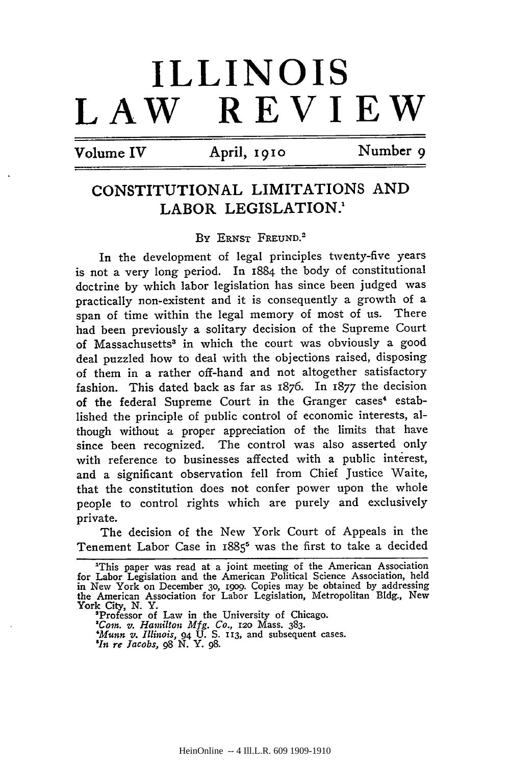# ILLINOIS LAW REVIEW

Volume IV — April, 1910 — Number 9

## CONSTITUTIONAL LIMITATIONS AND LABOR LEGISLATION.[1]

By Ernst Freund.[2]

In the development of legal principles twenty-five years is not a very long period. In 1884 the body of constitutional doctrine by which labor legislation has since been judged was practically non-existent and it is consequently a growth of a span of time within the legal memory of most of us. There had been previously a solitary decision of the Supreme Court of Massachusetts[3] in which the court was obviously a good deal puzzled how to deal with the objections raised, disposing of them in a rather off-hand and not altogether satisfactory fashion. This dated back as far as 1876. In 1877 the decision of the federal Supreme Court in the Granger cases[4] established the principle of public control of economic interests, although without a proper appreciation of the limits that have since been recognized. The control was also asserted only with reference to businesses affected with a public interest, and a significant observation fell from Chief Justice Waite, that the constitution does not confer power upon the whole people to control rights which are purely and exclusively private.

The decision of the New York Court of Appeals in the Tenement Labor Case in 1885[5] was the first to take a decided

---

[1] This paper was read at a joint meeting of the American Association for Labor Legislation and the American Political Science Association, held in New York on December 30, 1909. Copies may be obtained by addressing the American Association for Labor Legislation, Metropolitan Bldg., New York City, N. Y.

[2] Professor of Law in the University of Chicago.

[3] *Com. v. Hamilton Mfg. Co.*, 120 Mass. 383.

[4] *Munn v. Illinois*, 94 U. S. 113, and subsequent cases.

[5] *In re Jacobs*, 98 N. Y. 98.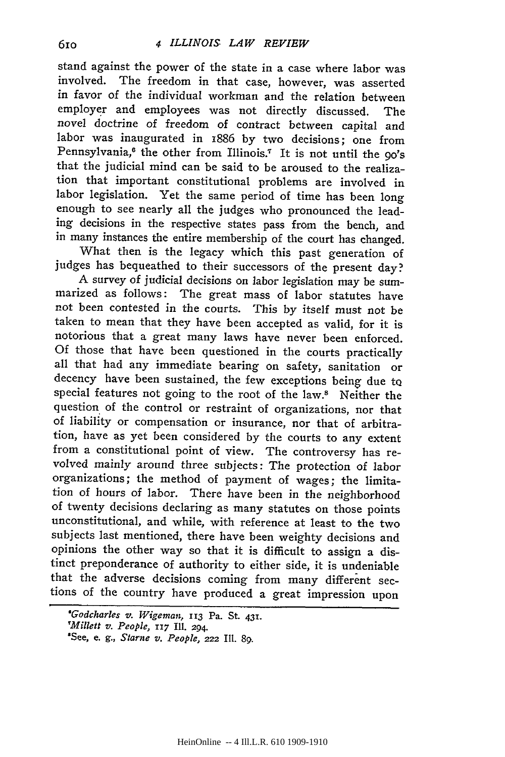stand against the power of the state in a case where labor was involved. The freedom in that case, however, was asserted in favor of the individual workman and the relation between employer and employees was not directly discussed. The novel doctrine of freedom of contract between capital and labor was inaugurated in 1886 by two decisions; one from Pennsylvania,[6] the other from Illinois.[7] It is not until the 90's that the judicial mind can be said to be aroused to the realization that important constitutional problems are involved in labor legislation. Yet the same period of time has been long enough to see nearly all the judges who pronounced the leading decisions in the respective states pass from the bench, and in many instances the entire membership of the court has changed.

What then is the legacy which this past generation of judges has bequeathed to their successors of the present day?

A survey of judicial decisions on labor legislation may be summarized as follows: The great mass of labor statutes have not been contested in the courts. This by itself must not be taken to mean that they have been accepted as valid, for it is notorious that a great many laws have never been enforced. Of those that have been questioned in the courts practically all that had any immediate bearing on safety, sanitation or decency have been sustained, the few exceptions being due to special features not going to the root of the law.[8] Neither the question of the control or restraint of organizations, nor that of liability or compensation or insurance, nor that of arbitration, have as yet been considered by the courts to any extent from a constitutional point of view. The controversy has revolved mainly around three subjects: The protection of labor organizations; the method of payment of wages; the limitation of hours of labor. There have been in the neighborhood of twenty decisions declaring as many statutes on those points unconstitutional, and while, with reference at least to the two subjects last mentioned, there have been weighty decisions and opinions the other way so that it is difficult to assign a distinct preponderance of authority to either side, it is undeniable that the adverse decisions coming from many different sections of the country have produced a great impression upon

---

[6] *Godcharles v. Wigeman*, 113 Pa. St. 431.

[7] *Millett v. People*, 117 Ill. 294.

[8] See, e. g., *Starne v. People*, 222 Ill. 89.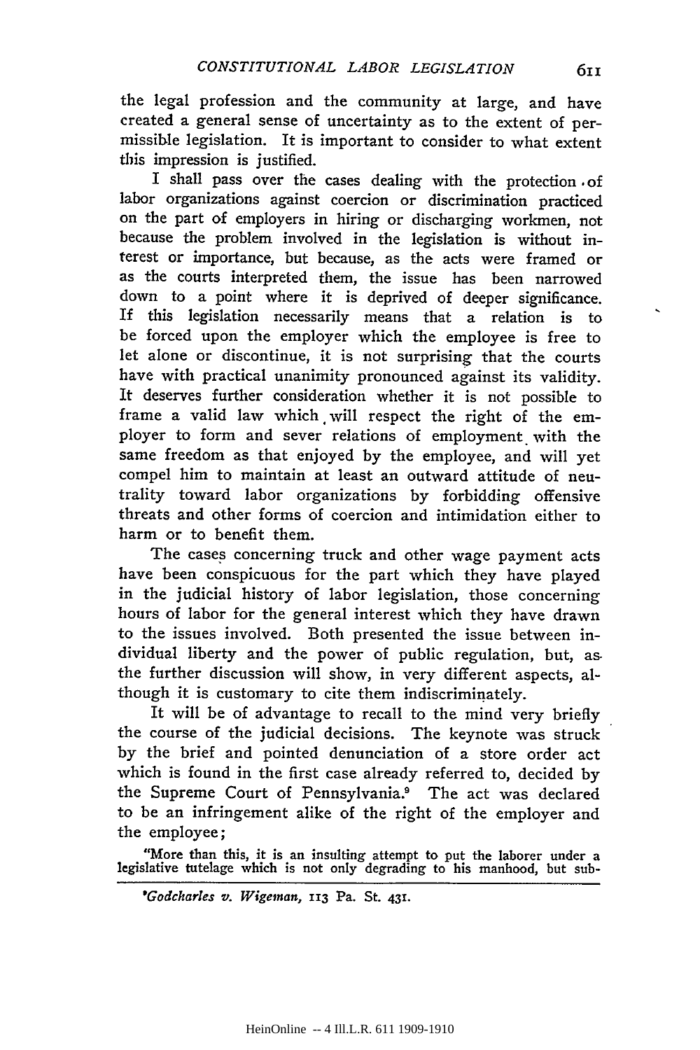the legal profession and the community at large, and have created a general sense of uncertainty as to the extent of permissible legislation. It is important to consider to what extent this impression is justified.

I shall pass over the cases dealing with the protection of labor organizations against coercion or discrimination practiced on the part of employers in hiring or discharging workmen, not because the problem involved in the legislation is without interest or importance, but because, as the acts were framed or as the courts interpreted them, the issue has been narrowed down to a point where it is deprived of deeper significance. If this legislation necessarily means that a relation is to be forced upon the employer which the employee is free to let alone or discontinue, it is not surprising that the courts have with practical unanimity pronounced against its validity. It deserves further consideration whether it is not possible to frame a valid law which will respect the right of the employer to form and sever relations of employment with the same freedom as that enjoyed by the employee, and will yet compel him to maintain at least an outward attitude of neutrality toward labor organizations by forbidding offensive threats and other forms of coercion and intimidation either to harm or to benefit them.

The cases concerning truck and other wage payment acts have been conspicuous for the part which they have played in the judicial history of labor legislation, those concerning hours of labor for the general interest which they have drawn to the issues involved. Both presented the issue between individual liberty and the power of public regulation, but, as the further discussion will show, in very different aspects, although it is customary to cite them indiscriminately.

It will be of advantage to recall to the mind very briefly the course of the judicial decisions. The keynote was struck by the brief and pointed denunciation of a store order act which is found in the first case already referred to, decided by the Supreme Court of Pennsylvania.[9] The act was declared to be an infringement alike of the right of the employer and the employee;

"More than this, it is an insulting attempt to put the laborer under a legislative tutelage which is not only degrading to his manhood, but sub-

[9] *Godcharles v. Wigeman*, 113 Pa. St. 431.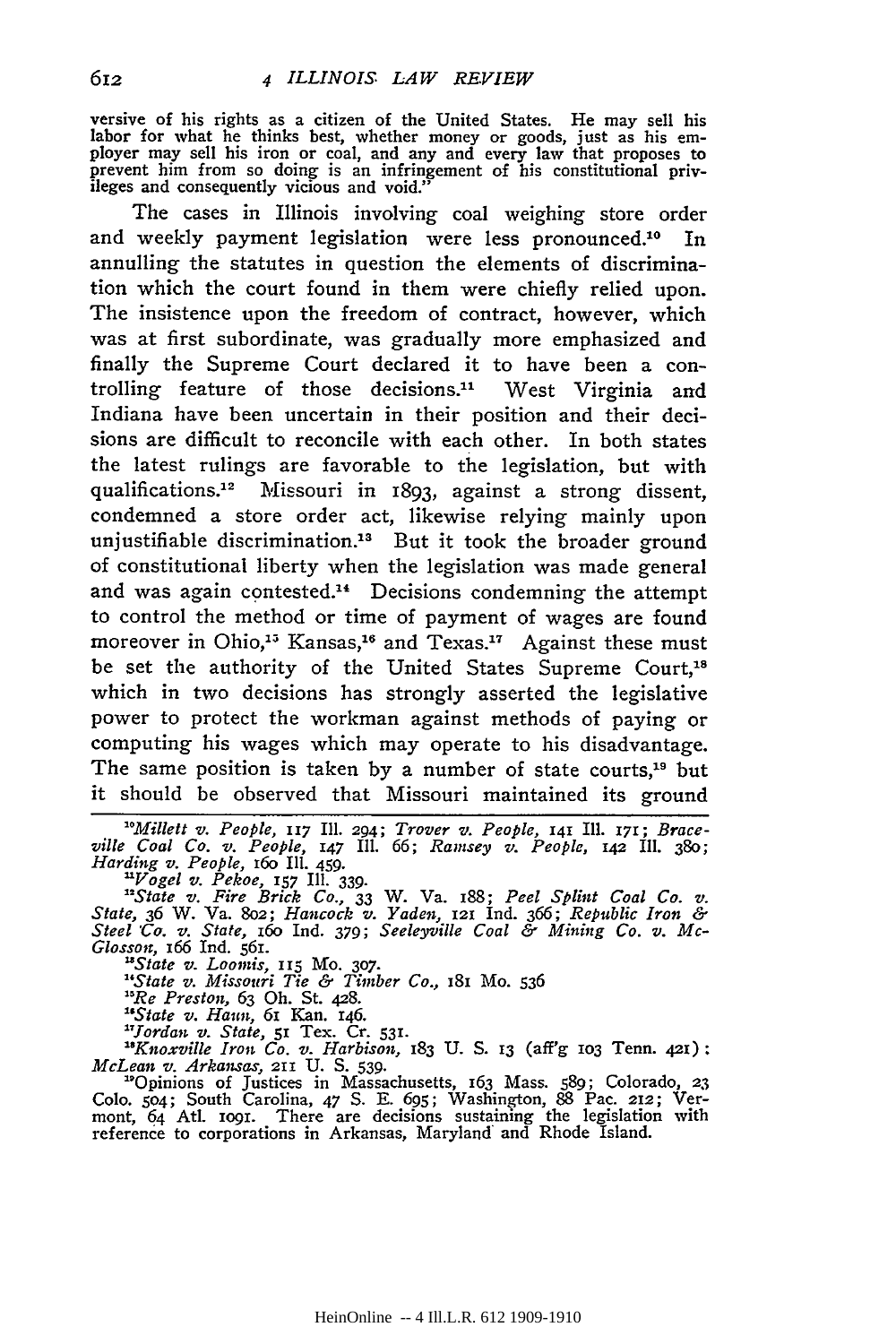versive of his rights as a citizen of the United States. He may sell his labor for what he thinks best, whether money or goods, just as his employer may sell his iron or coal, and any and every law that proposes to prevent him from so doing is an infringement of his constitutional privileges and consequently vicious and void."

The cases in Illinois involving coal weighing store order and weekly payment legislation were less pronounced.[10] In annulling the statutes in question the elements of discrimination which the court found in them were chiefly relied upon. The insistence upon the freedom of contract, however, which was at first subordinate, was gradually more emphasized and finally the Supreme Court declared it to have been a controlling feature of those decisions.[11] West Virginia and Indiana have been uncertain in their position and their decisions are difficult to reconcile with each other. In both states the latest rulings are favorable to the legislation, but with qualifications.[12] Missouri in 1893, against a strong dissent, condemned a store order act, likewise relying mainly upon unjustifiable discrimination.[13] But it took the broader ground of constitutional liberty when the legislation was made general and was again contested.[14] Decisions condemning the attempt to control the method or time of payment of wages are found moreover in Ohio,[15] Kansas,[16] and Texas.[17] Against these must be set the authority of the United States Supreme Court,[18] which in two decisions has strongly asserted the legislative power to protect the workman against methods of paying or computing his wages which may operate to his disadvantage. The same position is taken by a number of state courts,[19] but it should be observed that Missouri maintained its ground

[10] *Millett v. People*, 117 Ill. 294; *Trover v. People*, 141 Ill. 171; *Braceville Coal Co. v. People*, 147 Ill. 66; *Ramsey v. People*, 142 Ill. 380; *Harding v. People*, 160 Ill. 459.

[11] *Vogel v. Pekoe*, 157 Ill. 339.

[12] *State v. Fire Brick Co.*, 33 W. Va. 188; *Peel Splint Coal Co. v. State*, 36 W. Va. 802; *Hancock v. Yaden*, 121 Ind. 366; *Republic Iron & Steel Co. v. State*, 160 Ind. 379; *Seeleyville Coal & Mining Co. v. McGlosson*, 166 Ind. 561.

[13] *State v. Loomis*, 115 Mo. 307.

[14] *State v. Missouri Tie & Timber Co.*, 181 Mo. 536

[15] *Re Preston*, 63 Oh. St. 428.

[16] *State v. Haun*, 61 Kan. 146.

[17] *Jordan v. State*, 51 Tex. Cr. 531.

[18] *Knoxville Iron Co. v. Harbison*, 183 U. S. 13 (aff'g 103 Tenn. 421): *McLean v. Arkansas*, 211 U. S. 539.

[19] Opinions of Justices in Massachusetts, 163 Mass. 589; Colorado, 23 Colo. 504; South Carolina, 47 S. E. 695; Washington, 88 Pac. 212; Vermont, 64 Atl. 1091. There are decisions sustaining the legislation with reference to corporations in Arkansas, Maryland and Rhode Island.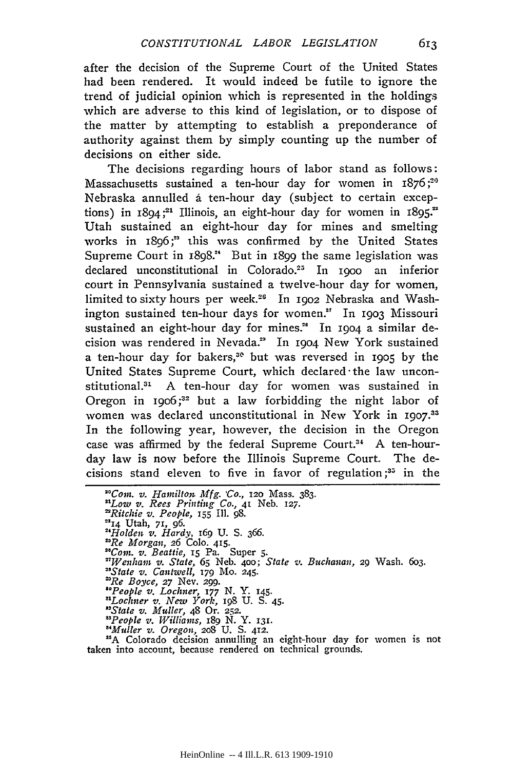after the decision of the Supreme Court of the United States had been rendered. It would indeed be futile to ignore the trend of judicial opinion which is represented in the holdings which are adverse to this kind of legislation, or to dispose of the matter by attempting to establish a preponderance of authority against them by simply counting up the number of decisions on either side.

The decisions regarding hours of labor stand as follows: Massachusetts sustained a ten-hour day for women in 1876;[20] Nebraska annulled a ten-hour day (subject to certain exceptions) in 1894;[21] Illinois, an eight-hour day for women in 1895.[22] Utah sustained an eight-hour day for mines and smelting works in 1896;[23] this was confirmed by the United States Supreme Court in 1898.[24] But in 1899 the same legislation was declared unconstitutional in Colorado.[25] In 1900 an inferior court in Pennsylvania sustained a twelve-hour day for women, limited to sixty hours per week.[26] In 1902 Nebraska and Washington sustained ten-hour days for women.[27] In 1903 Missouri sustained an eight-hour day for mines.[28] In 1904 a similar decision was rendered in Nevada.[29] In 1904 New York sustained a ten-hour day for bakers,[30] but was reversed in 1905 by the United States Supreme Court, which declared the law unconstitutional.[31] A ten-hour day for women was sustained in Oregon in 1906;[32] but a law forbidding the night labor of women was declared unconstitutional in New York in 1907.[33] In the following year, however, the decision in the Oregon case was affirmed by the federal Supreme Court.[34] A ten-hour-day law is now before the Illinois Supreme Court. The decisions stand eleven to five in favor of regulation;[35] in the

---

[20] *Com. v. Hamilton Mfg. Co.*, 120 Mass. 383.
[21] *Low v. Rees Printing Co.*, 41 Neb. 127.
[22] *Ritchie v. People*, 155 Ill. 98.
[23] 14 Utah, 71, 96.
[24] *Holden v. Hardy*, 169 U. S. 366.
[25] *Re Morgan*, 26 Colo. 415.
[26] *Com. v. Beattie*, 15 Pa. Super 5.
[27] *Wenham v. State*, 65 Neb. 400; *State v. Buchanan*, 29 Wash. 603.
[28] *State v. Cantwell*, 179 Mo. 245.
[29] *Re Boyce*, 27 Nev. 299.
[30] *People v. Lochner*, 177 N. Y. 145.
[31] *Lochner v. New York*, 198 U. S. 45.
[32] *State v. Muller*, 48 Or. 252.
[33] *People v. Williams*, 189 N. Y. 131.
[34] *Muller v. Oregon*, 208 U. S. 412.
[35] A Colorado decision annulling an eight-hour day for women is not taken into account, because rendered on technical grounds.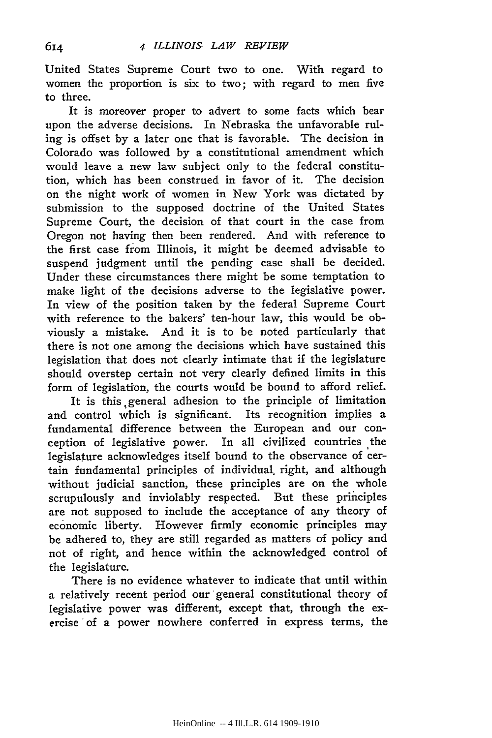United States Supreme Court two to one. With regard to women the proportion is six to two; with regard to men five to three.

It is moreover proper to advert to some facts which bear upon the adverse decisions. In Nebraska the unfavorable ruling is offset by a later one that is favorable. The decision in Colorado was followed by a constitutional amendment which would leave a new law subject only to the federal constitution, which has been construed in favor of it. The decision on the night work of women in New York was dictated by submission to the supposed doctrine of the United States Supreme Court, the decision of that court in the case from Oregon not having then been rendered. And with reference to the first case from Illinois, it might be deemed advisable to suspend judgment until the pending case shall be decided. Under these circumstances there might be some temptation to make light of the decisions adverse to the legislative power. In view of the position taken by the federal Supreme Court with reference to the bakers' ten-hour law, this would be obviously a mistake. And it is to be noted particularly that there is not one among the decisions which have sustained this legislation that does not clearly intimate that if the legislature should overstep certain not very clearly defined limits in this form of legislation, the courts would be bound to afford relief.

It is this general adhesion to the principle of limitation and control which is significant. Its recognition implies a fundamental difference between the European and our conception of legislative power. In all civilized countries the legislature acknowledges itself bound to the observance of certain fundamental principles of individual right, and although without judicial sanction, these principles are on the whole scrupulously and inviolably respected. But these principles are not supposed to include the acceptance of any theory of economic liberty. However firmly economic principles may be adhered to, they are still regarded as matters of policy and not of right, and hence within the acknowledged control of the legislature.

There is no evidence whatever to indicate that until within a relatively recent period our general constitutional theory of legislative power was different, except that, through the exercise of a power nowhere conferred in express terms, the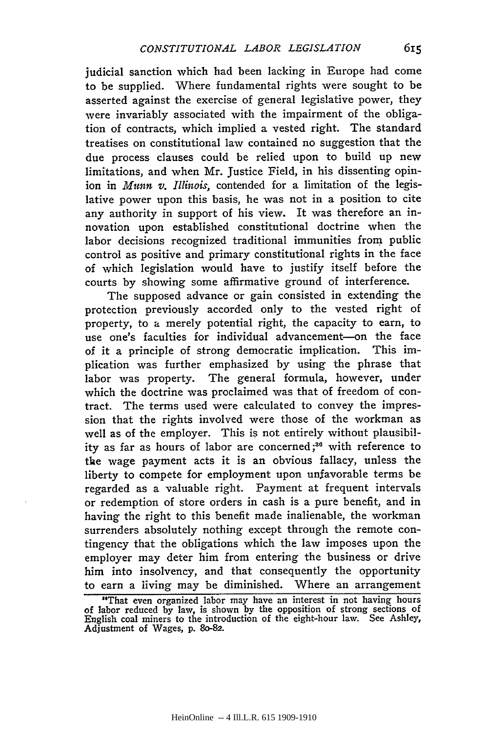judicial sanction which had been lacking in Europe had come to be supplied. Where fundamental rights were sought to be asserted against the exercise of general legislative power, they were invariably associated with the impairment of the obligation of contracts, which implied a vested right. The standard treatises on constitutional law contained no suggestion that the due process clauses could be relied upon to build up new limitations, and when Mr. Justice Field, in his dissenting opinion in *Munn v. Illinois*, contended for a limitation of the legislative power upon this basis, he was not in a position to cite any authority in support of his view. It was therefore an innovation upon established constitutional doctrine when the labor decisions recognized traditional immunities from public control as positive and primary constitutional rights in the face of which legislation would have to justify itself before the courts by showing some affirmative ground of interference.

The supposed advance or gain consisted in extending the protection previously accorded only to the vested right of property, to a merely potential right, the capacity to earn, to use one's faculties for individual advancement—on the face of it a principle of strong democratic implication. This implication was further emphasized by using the phrase that labor was property. The general formula, however, under which the doctrine was proclaimed was that of freedom of contract. The terms used were calculated to convey the impression that the rights involved were those of the workman as well as of the employer. This is not entirely without plausibility as far as hours of labor are concerned;[36] with reference to the wage payment acts it is an obvious fallacy, unless the liberty to compete for employment upon unfavorable terms be regarded as a valuable right. Payment at frequent intervals or redemption of store orders in cash is a pure benefit, and in having the right to this benefit made inalienable, the workman surrenders absolutely nothing except through the remote contingency that the obligations which the law imposes upon the employer may deter him from entering the business or drive him into insolvency, and that consequently the opportunity to earn a living may be diminished. Where an arrangement

[36] That even organized labor may have an interest in not having hours of labor reduced by law, is shown by the opposition of strong sections of English coal miners to the introduction of the eight-hour law. See Ashley, Adjustment of Wages, p. 80-82.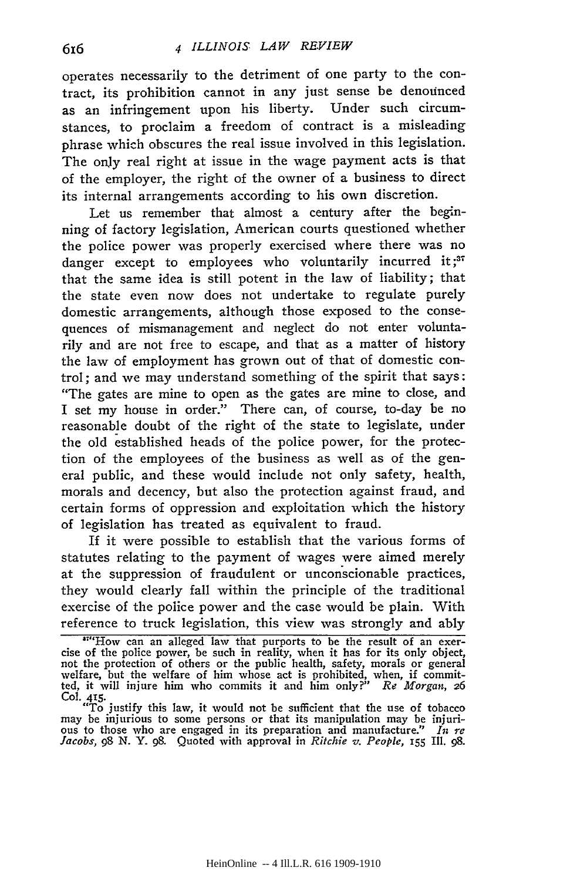operates necessarily to the detriment of one party to the contract, its prohibition cannot in any just sense be denounced as an infringement upon his liberty. Under such circumstances, to proclaim a freedom of contract is a misleading phrase which obscures the real issue involved in this legislation. The only real right at issue in the wage payment acts is that of the employer, the right of the owner of a business to direct its internal arrangements according to his own discretion.

Let us remember that almost a century after the beginning of factory legislation, American courts questioned whether the police power was properly exercised where there was no danger except to employees who voluntarily incurred it;[37] that the same idea is still potent in the law of liability; that the state even now does not undertake to regulate purely domestic arrangements, although those exposed to the consequences of mismanagement and neglect do not enter voluntarily and are not free to escape, and that as a matter of history the law of employment has grown out of that of domestic control; and we may understand something of the spirit that says: "The gates are mine to open as the gates are mine to close, and I set my house in order." There can, of course, to-day be no reasonable doubt of the right of the state to legislate, under the old established heads of the police power, for the protection of the employees of the business as well as of the general public, and these would include not only safety, health, morals and decency, but also the protection against fraud, and certain forms of oppression and exploitation which the history of legislation has treated as equivalent to fraud.

If it were possible to establish that the various forms of statutes relating to the payment of wages were aimed merely at the suppression of fraudulent or unconscionable practices, they would clearly fall within the principle of the traditional exercise of the police power and the case would be plain. With reference to truck legislation, this view was strongly and ably

---

[37] "How can an alleged law that purports to be the result of an exercise of the police power, be such in reality, when it has for its only object, not the protection of others or the public health, safety, morals or general welfare, but the welfare of him whose act is prohibited, when, if committed, it will injure him who commits it and him only?" *Re Morgan*, 26 Col. 415.

"To justify this law, it would not be sufficient that the use of tobacco may be injurious to some persons or that its manipulation may be injurious to those who are engaged in its preparation and manufacture." *In re Jacobs*, 98 N. Y. 98. Quoted with approval in *Ritchie v. People*, 155 Ill. 98.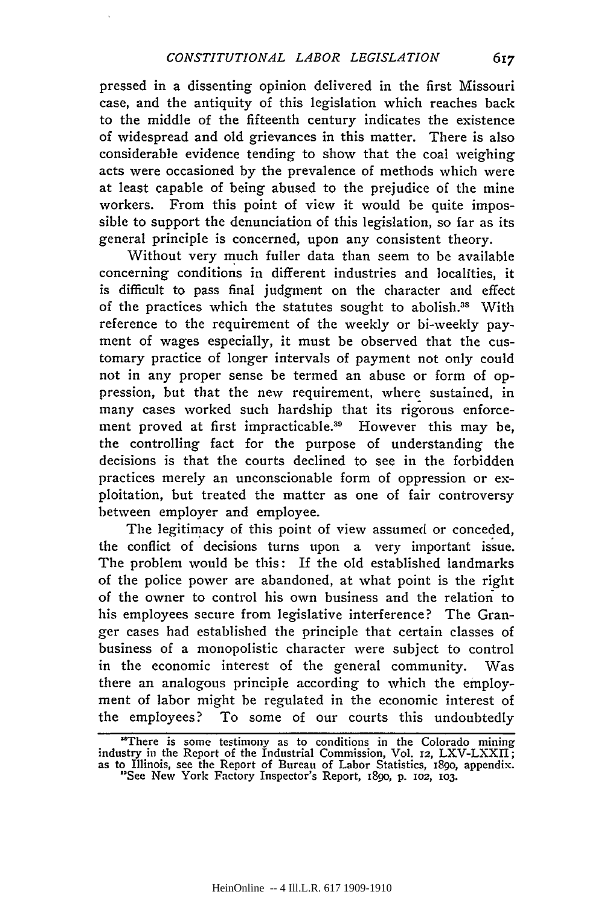pressed in a dissenting opinion delivered in the first Missouri case, and the antiquity of this legislation which reaches back to the middle of the fifteenth century indicates the existence of widespread and old grievances in this matter. There is also considerable evidence tending to show that the coal weighing acts were occasioned by the prevalence of methods which were at least capable of being abused to the prejudice of the mine workers. From this point of view it would be quite impossible to support the denunciation of this legislation, so far as its general principle is concerned, upon any consistent theory.

Without very much fuller data than seem to be available concerning conditions in different industries and localities, it is difficult to pass final judgment on the character and effect of the practices which the statutes sought to abolish.[38] With reference to the requirement of the weekly or bi-weekly payment of wages especially, it must be observed that the customary practice of longer intervals of payment not only could not in any proper sense be termed an abuse or form of oppression, but that the new requirement, where sustained, in many cases worked such hardship that its rigorous enforcement proved at first impracticable.[39] However this may be, the controlling fact for the purpose of understanding the decisions is that the courts declined to see in the forbidden practices merely an unconscionable form of oppression or exploitation, but treated the matter as one of fair controversy between employer and employee.

The legitimacy of this point of view assumed or conceded, the conflict of decisions turns upon a very important issue. The problem would be this: If the old established landmarks of the police power are abandoned, at what point is the right of the owner to control his own business and the relation to his employees secure from legislative interference? The Granger cases had established the principle that certain classes of business of a monopolistic character were subject to control in the economic interest of the general community. Was there an analogous principle according to which the employment of labor might be regulated in the economic interest of the employees? To some of our courts this undoubtedly

---

[38] There is some testimony as to conditions in the Colorado mining industry in the Report of the Industrial Commission, Vol. 12, LXV-LXXII; as to Illinois, see the Report of Bureau of Labor Statistics, 1890, appendix.

[39] See New York Factory Inspector's Report, 1890, p. 102, 103.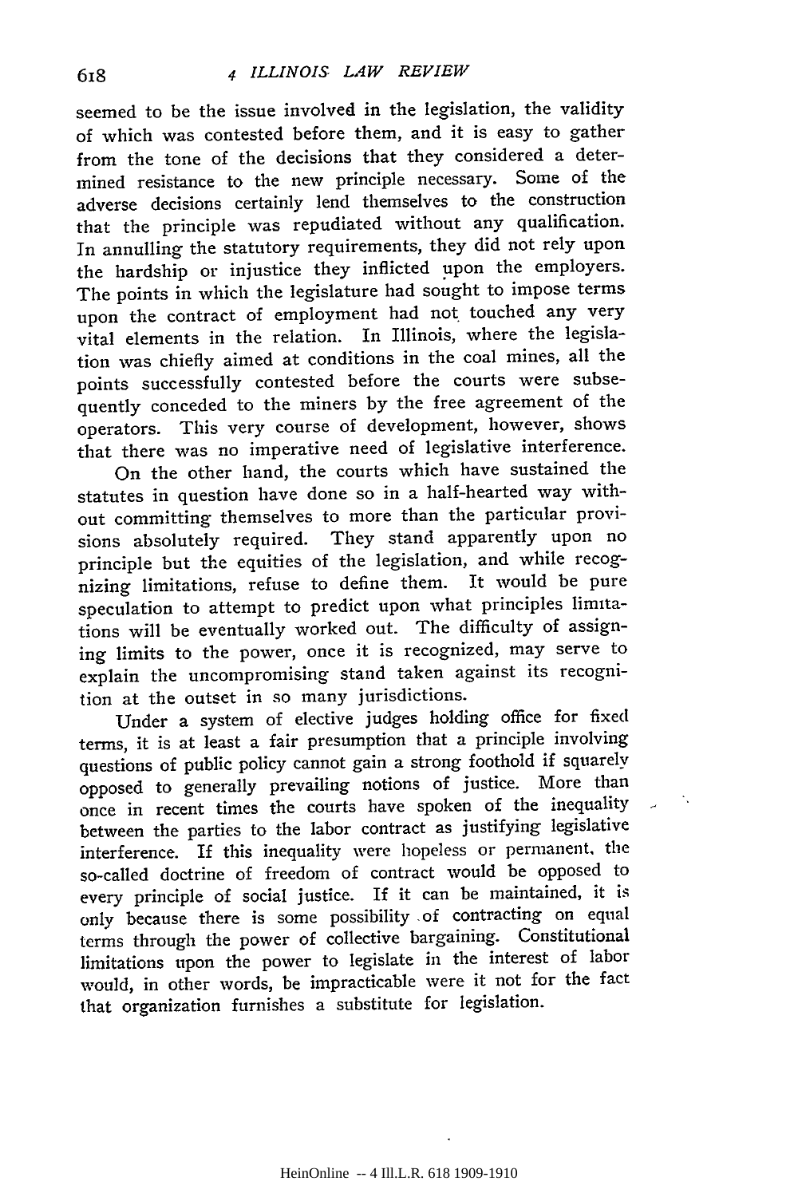seemed to be the issue involved in the legislation, the validity of which was contested before them, and it is easy to gather from the tone of the decisions that they considered a determined resistance to the new principle necessary. Some of the adverse decisions certainly lend themselves to the construction that the principle was repudiated without any qualification. In annulling the statutory requirements, they did not rely upon the hardship or injustice they inflicted upon the employers. The points in which the legislature had sought to impose terms upon the contract of employment had not touched any very vital elements in the relation. In Illinois, where the legislation was chiefly aimed at conditions in the coal mines, all the points successfully contested before the courts were subsequently conceded to the miners by the free agreement of the operators. This very course of development, however, shows that there was no imperative need of legislative interference.

On the other hand, the courts which have sustained the statutes in question have done so in a half-hearted way without committing themselves to more than the particular provisions absolutely required. They stand apparently upon no principle but the equities of the legislation, and while recognizing limitations, refuse to define them. It would be pure speculation to attempt to predict upon what principles limitations will be eventually worked out. The difficulty of assigning limits to the power, once it is recognized, may serve to explain the uncompromising stand taken against its recognition at the outset in so many jurisdictions.

Under a system of elective judges holding office for fixed terms, it is at least a fair presumption that a principle involving questions of public policy cannot gain a strong foothold if squarely opposed to generally prevailing notions of justice. More than once in recent times the courts have spoken of the inequality between the parties to the labor contract as justifying legislative interference. If this inequality were hopeless or permanent, the so-called doctrine of freedom of contract would be opposed to every principle of social justice. If it can be maintained, it is only because there is some possibility of contracting on equal terms through the power of collective bargaining. Constitutional limitations upon the power to legislate in the interest of labor would, in other words, be impracticable were it not for the fact that organization furnishes a substitute for legislation.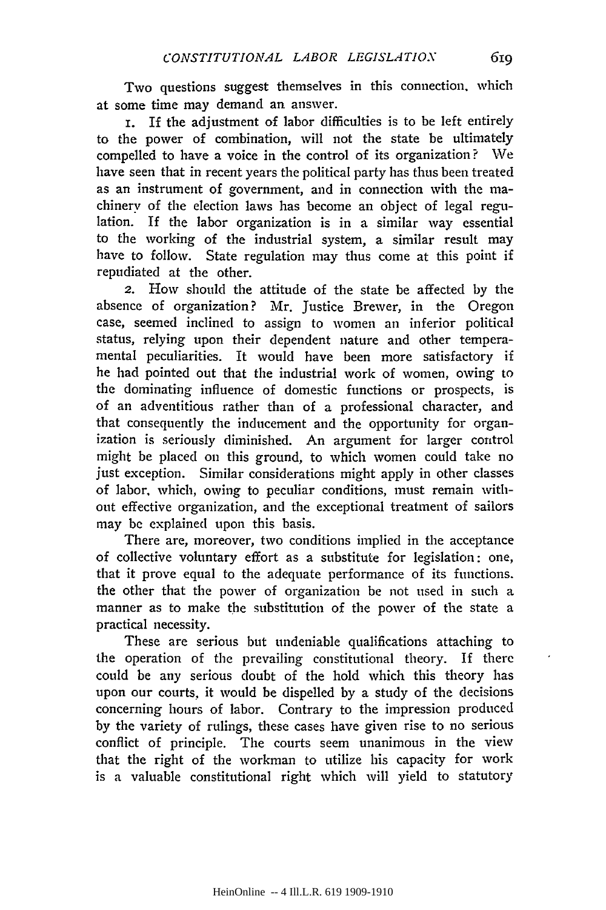Two questions suggest themselves in this connection, which at some time may demand an answer.

1. If the adjustment of labor difficulties is to be left entirely to the power of combination, will not the state be ultimately compelled to have a voice in the control of its organization? We have seen that in recent years the political party has thus been treated as an instrument of government, and in connection with the machinery of the election laws has become an object of legal regulation. If the labor organization is in a similar way essential to the working of the industrial system, a similar result may have to follow. State regulation may thus come at this point if repudiated at the other.

2. How should the attitude of the state be affected by the absence of organization? Mr. Justice Brewer, in the Oregon case, seemed inclined to assign to women an inferior political status, relying upon their dependent nature and other temperamental peculiarities. It would have been more satisfactory if he had pointed out that the industrial work of women, owing to the dominating influence of domestic functions or prospects, is of an adventitious rather than of a professional character, and that consequently the inducement and the opportunity for organization is seriously diminished. An argument for larger control might be placed on this ground, to which women could take no just exception. Similar considerations might apply in other classes of labor, which, owing to peculiar conditions, must remain without effective organization, and the exceptional treatment of sailors may be explained upon this basis.

There are, moreover, two conditions implied in the acceptance of collective voluntary effort as a substitute for legislation: one, that it prove equal to the adequate performance of its functions, the other that the power of organization be not used in such a manner as to make the substitution of the power of the state a practical necessity.

These are serious but undeniable qualifications attaching to the operation of the prevailing constitutional theory. If there could be any serious doubt of the hold which this theory has upon our courts, it would be dispelled by a study of the decisions concerning hours of labor. Contrary to the impression produced by the variety of rulings, these cases have given rise to no serious conflict of principle. The courts seem unanimous in the view that the right of the workman to utilize his capacity for work is a valuable constitutional right which will yield to statutory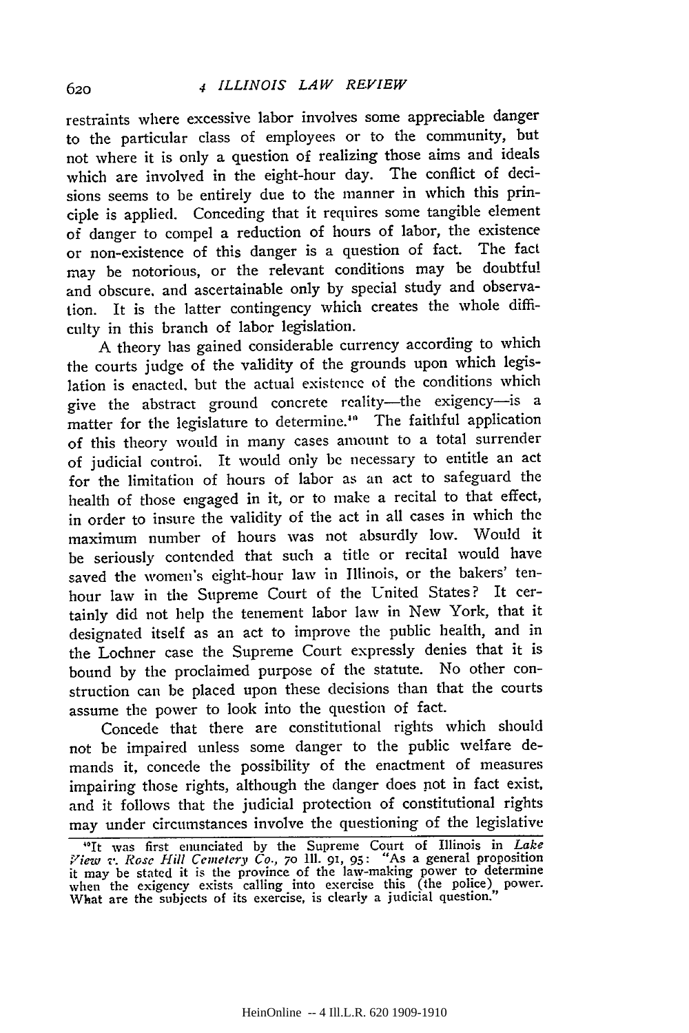restraints where excessive labor involves some appreciable danger to the particular class of employees or to the community, but not where it is only a question of realizing those aims and ideals which are involved in the eight-hour day. The conflict of decisions seems to be entirely due to the manner in which this principle is applied. Conceding that it requires some tangible element of danger to compel a reduction of hours of labor, the existence or non-existence of this danger is a question of fact. The fact may be notorious, or the relevant conditions may be doubtful and obscure, and ascertainable only by special study and observation. It is the latter contingency which creates the whole difficulty in this branch of labor legislation.

A theory has gained considerable currency according to which the courts judge of the validity of the grounds upon which legislation is enacted, but the actual existence of the conditions which give the abstract ground concrete reality—the exigency—is a matter for the legislature to determine.[40] The faithful application of this theory would in many cases amount to a total surrender of judicial control. It would only be necessary to entitle an act for the limitation of hours of labor as an act to safeguard the health of those engaged in it, or to make a recital to that effect, in order to insure the validity of the act in all cases in which the maximum number of hours was not absurdly low. Would it be seriously contended that such a title or recital would have saved the women's eight-hour law in Illinois, or the bakers' ten-hour law in the Supreme Court of the United States? It certainly did not help the tenement labor law in New York, that it designated itself as an act to improve the public health, and in the Lochner case the Supreme Court expressly denies that it is bound by the proclaimed purpose of the statute. No other construction can be placed upon these decisions than that the courts assume the power to look into the question of fact.

Concede that there are constitutional rights which should not be impaired unless some danger to the public welfare demands it, concede the possibility of the enactment of measures impairing those rights, although the danger does not in fact exist, and it follows that the judicial protection of constitutional rights may under circumstances involve the questioning of the legislative

[40]It was first enunciated by the Supreme Court of Illinois in *Lake View v. Rose Hill Cemetery Co.*, 70 Ill. 91, 95: "As a general proposition it may be stated it is the province of the law-making power to determine when the exigency exists calling into exercise this (the police) power. What are the subjects of its exercise, is clearly a judicial question."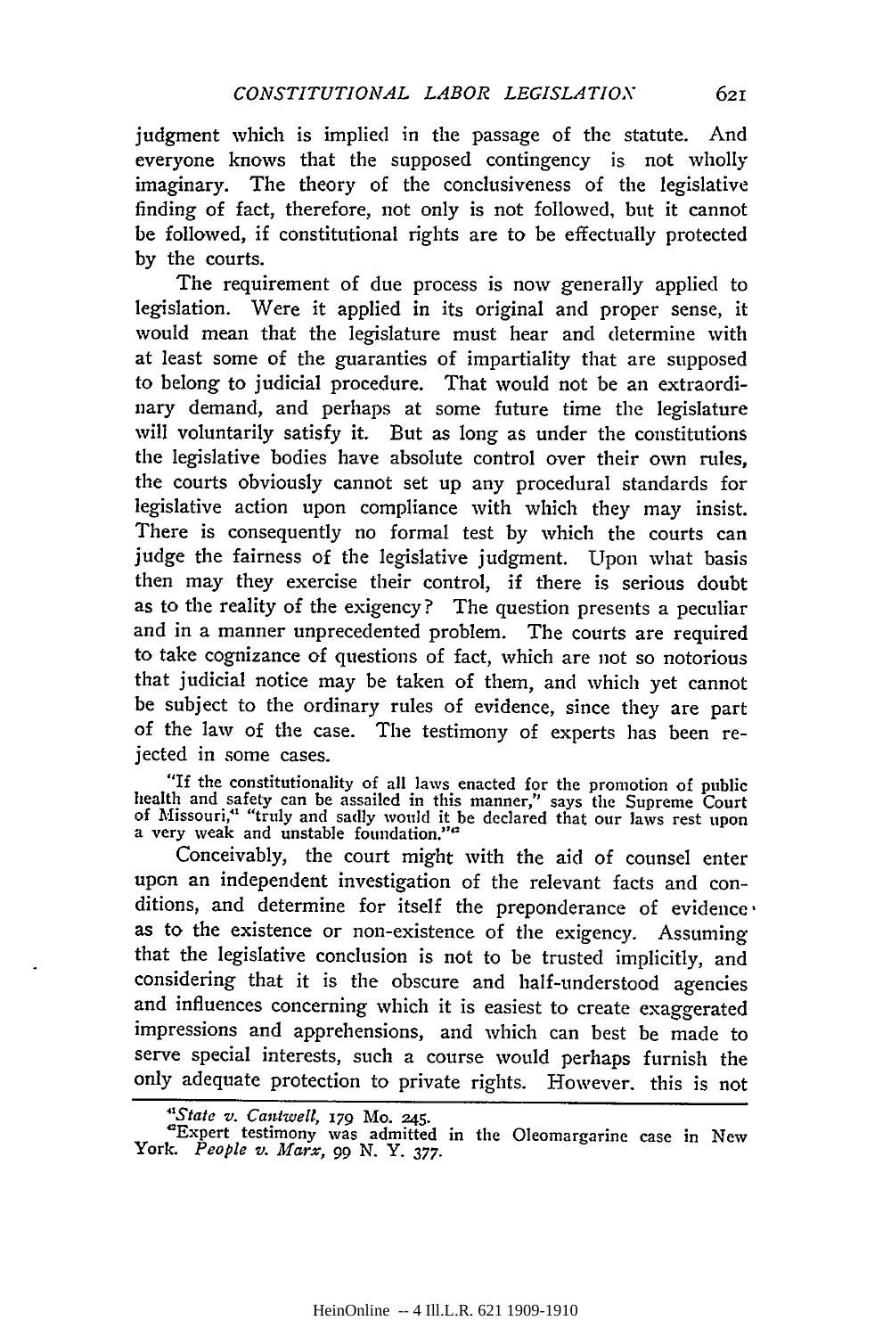judgment which is implied in the passage of the statute. And everyone knows that the supposed contingency is not wholly imaginary. The theory of the conclusiveness of the legislative finding of fact, therefore, not only is not followed, but it cannot be followed, if constitutional rights are to be effectually protected by the courts.

The requirement of due process is now generally applied to legislation. Were it applied in its original and proper sense, it would mean that the legislature must hear and determine with at least some of the guaranties of impartiality that are supposed to belong to judicial procedure. That would not be an extraordinary demand, and perhaps at some future time the legislature will voluntarily satisfy it. But as long as under the constitutions the legislative bodies have absolute control over their own rules, the courts obviously cannot set up any procedural standards for legislative action upon compliance with which they may insist. There is consequently no formal test by which the courts can judge the fairness of the legislative judgment. Upon what basis then may they exercise their control, if there is serious doubt as to the reality of the exigency? The question presents a peculiar and in a manner unprecedented problem. The courts are required to take cognizance of questions of fact, which are not so notorious that judicial notice may be taken of them, and which yet cannot be subject to the ordinary rules of evidence, since they are part of the law of the case. The testimony of experts has been rejected in some cases.

"If the constitutionality of all laws enacted for the promotion of public health and safety can be assailed in this manner," says the Supreme Court of Missouri,[41] "truly and sadly would it be declared that our laws rest upon a very weak and unstable foundation."[42]

Conceivably, the court might with the aid of counsel enter upon an independent investigation of the relevant facts and conditions, and determine for itself the preponderance of evidence as to the existence or non-existence of the exigency. Assuming that the legislative conclusion is not to be trusted implicitly, and considering that it is the obscure and half-understood agencies and influences concerning which it is easiest to create exaggerated impressions and apprehensions, and which can best be made to serve special interests, such a course would perhaps furnish the only adequate protection to private rights. However, this is not

---

[41] *State v. Cantwell*, 179 Mo. 245.

[42] Expert testimony was admitted in the Oleomargarine case in New York. *People v. Marx*, 99 N. Y. 377.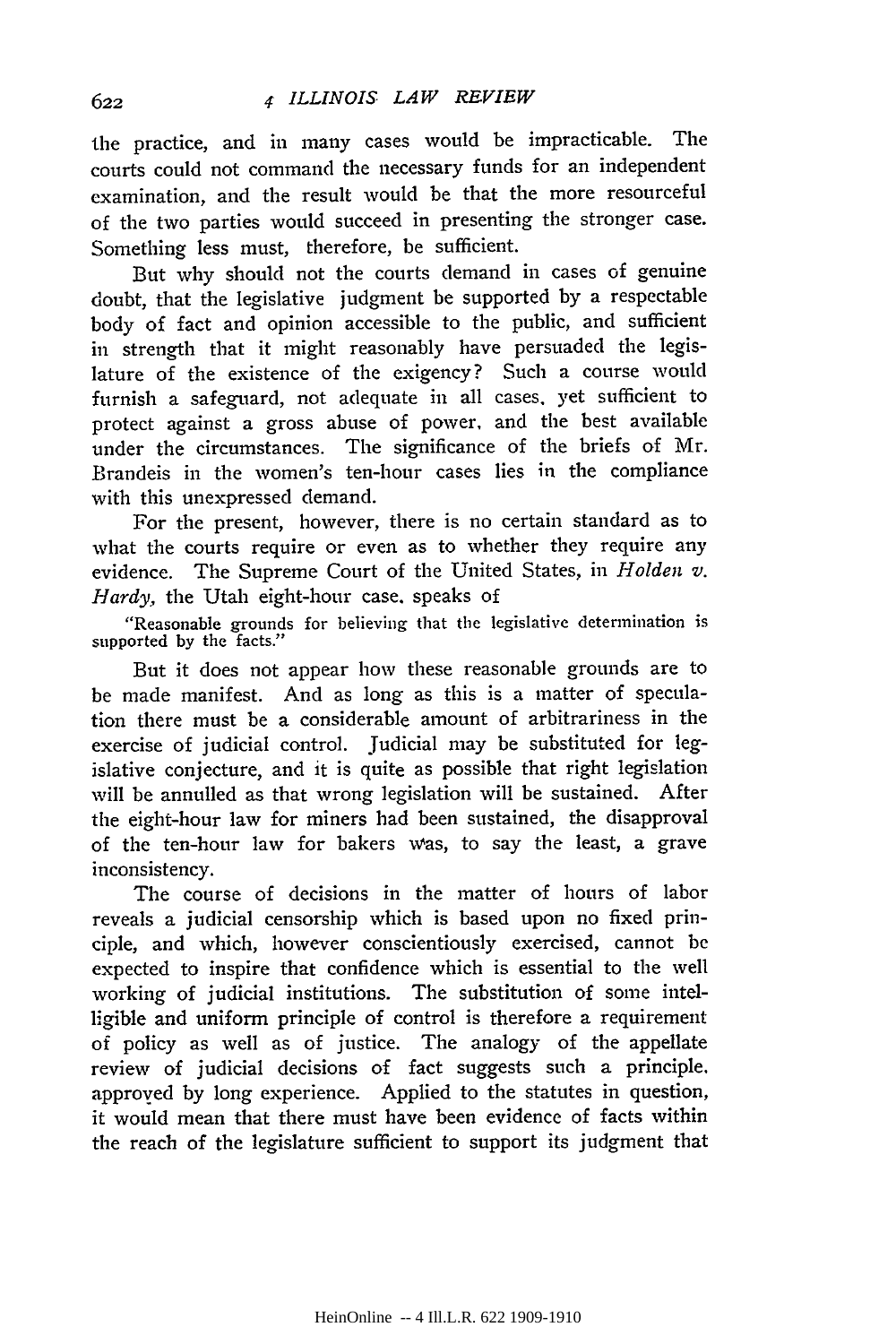the practice, and in many cases would be impracticable. The courts could not command the necessary funds for an independent examination, and the result would be that the more resourceful of the two parties would succeed in presenting the stronger case. Something less must, therefore, be sufficient.

But why should not the courts demand in cases of genuine doubt, that the legislative judgment be supported by a respectable body of fact and opinion accessible to the public, and sufficient in strength that it might reasonably have persuaded the legislature of the existence of the exigency? Such a course would furnish a safeguard, not adequate in all cases, yet sufficient to protect against a gross abuse of power, and the best available under the circumstances. The significance of the briefs of Mr. Brandeis in the women's ten-hour cases lies in the compliance with this unexpressed demand.

For the present, however, there is no certain standard as to what the courts require or even as to whether they require any evidence. The Supreme Court of the United States, in *Holden v. Hardy,* the Utah eight-hour case, speaks of

> "Reasonable grounds for believing that the legislative determination is supported by the facts."

But it does not appear how these reasonable grounds are to be made manifest. And as long as this is a matter of speculation there must be a considerable amount of arbitrariness in the exercise of judicial control. Judicial may be substituted for legislative conjecture, and it is quite as possible that right legislation will be annulled as that wrong legislation will be sustained. After the eight-hour law for miners had been sustained, the disapproval of the ten-hour law for bakers was, to say the least, a grave inconsistency.

The course of decisions in the matter of hours of labor reveals a judicial censorship which is based upon no fixed principle, and which, however conscientiously exercised, cannot be expected to inspire that confidence which is essential to the well working of judicial institutions. The substitution of some intelligible and uniform principle of control is therefore a requirement of policy as well as of justice. The analogy of the appellate review of judicial decisions of fact suggests such a principle, approved by long experience. Applied to the statutes in question, it would mean that there must have been evidence of facts within the reach of the legislature sufficient to support its judgment that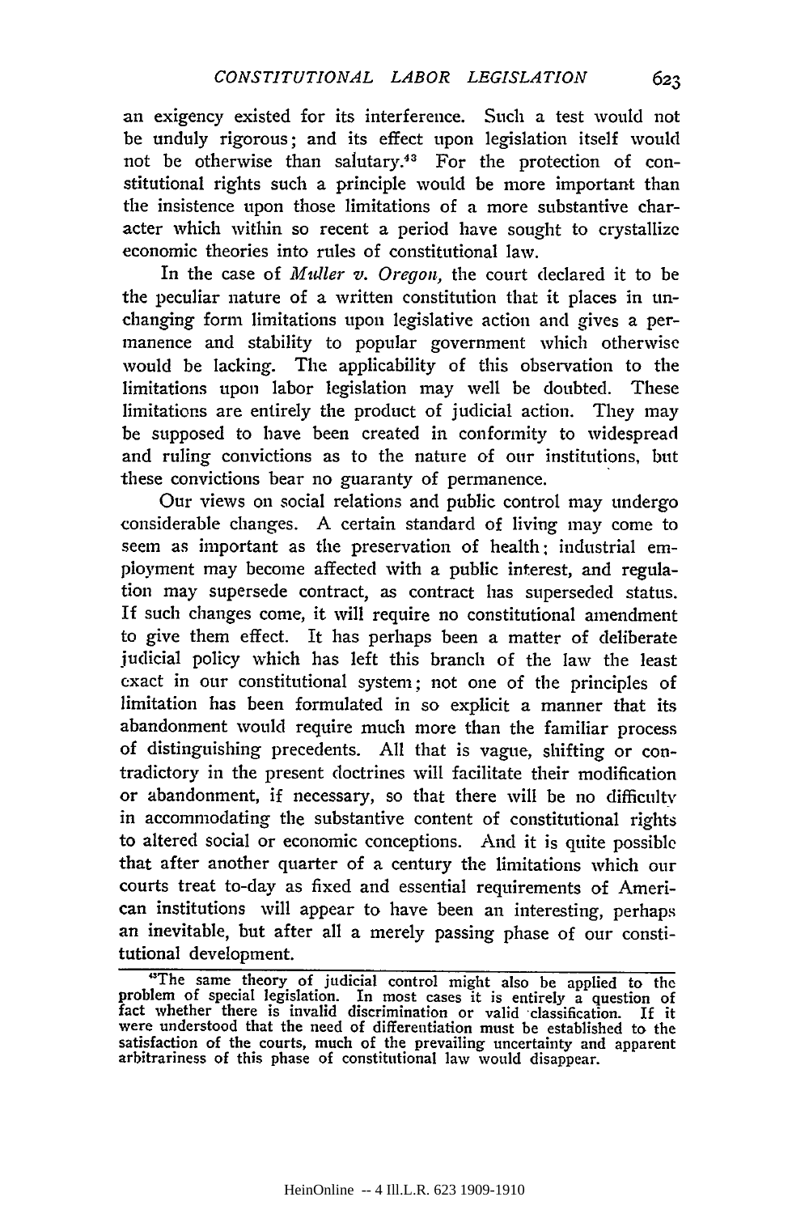an exigency existed for its interference. Such a test would not be unduly rigorous; and its effect upon legislation itself would not be otherwise than salutary.[43] For the protection of constitutional rights such a principle would be more important than the insistence upon those limitations of a more substantive character which within so recent a period have sought to crystallize economic theories into rules of constitutional law.

In the case of *Muller v. Oregon*, the court declared it to be the peculiar nature of a written constitution that it places in unchanging form limitations upon legislative action and gives a permanence and stability to popular government which otherwise would be lacking. The applicability of this observation to the limitations upon labor legislation may well be doubted. These limitations are entirely the product of judicial action. They may be supposed to have been created in conformity to widespread and ruling convictions as to the nature of our institutions, but these convictions bear no guaranty of permanence.

Our views on social relations and public control may undergo considerable changes. A certain standard of living may come to seem as important as the preservation of health; industrial employment may become affected with a public interest, and regulation may supersede contract, as contract has superseded status. If such changes come, it will require no constitutional amendment to give them effect. It has perhaps been a matter of deliberate judicial policy which has left this branch of the law the least exact in our constitutional system; not one of the principles of limitation has been formulated in so explicit a manner that its abandonment would require much more than the familiar process of distinguishing precedents. All that is vague, shifting or contradictory in the present doctrines will facilitate their modification or abandonment, if necessary, so that there will be no difficulty in accommodating the substantive content of constitutional rights to altered social or economic conceptions. And it is quite possible that after another quarter of a century the limitations which our courts treat to-day as fixed and essential requirements of American institutions will appear to have been an interesting, perhaps an inevitable, but after all a merely passing phase of our constitutional development.

---

[43] The same theory of judicial control might also be applied to the problem of special legislation. In most cases it is entirely a question of fact whether there is invalid discrimination or valid classification. If it were understood that the need of differentiation must be established to the satisfaction of the courts, much of the prevailing uncertainty and apparent arbitrariness of this phase of constitutional law would disappear.